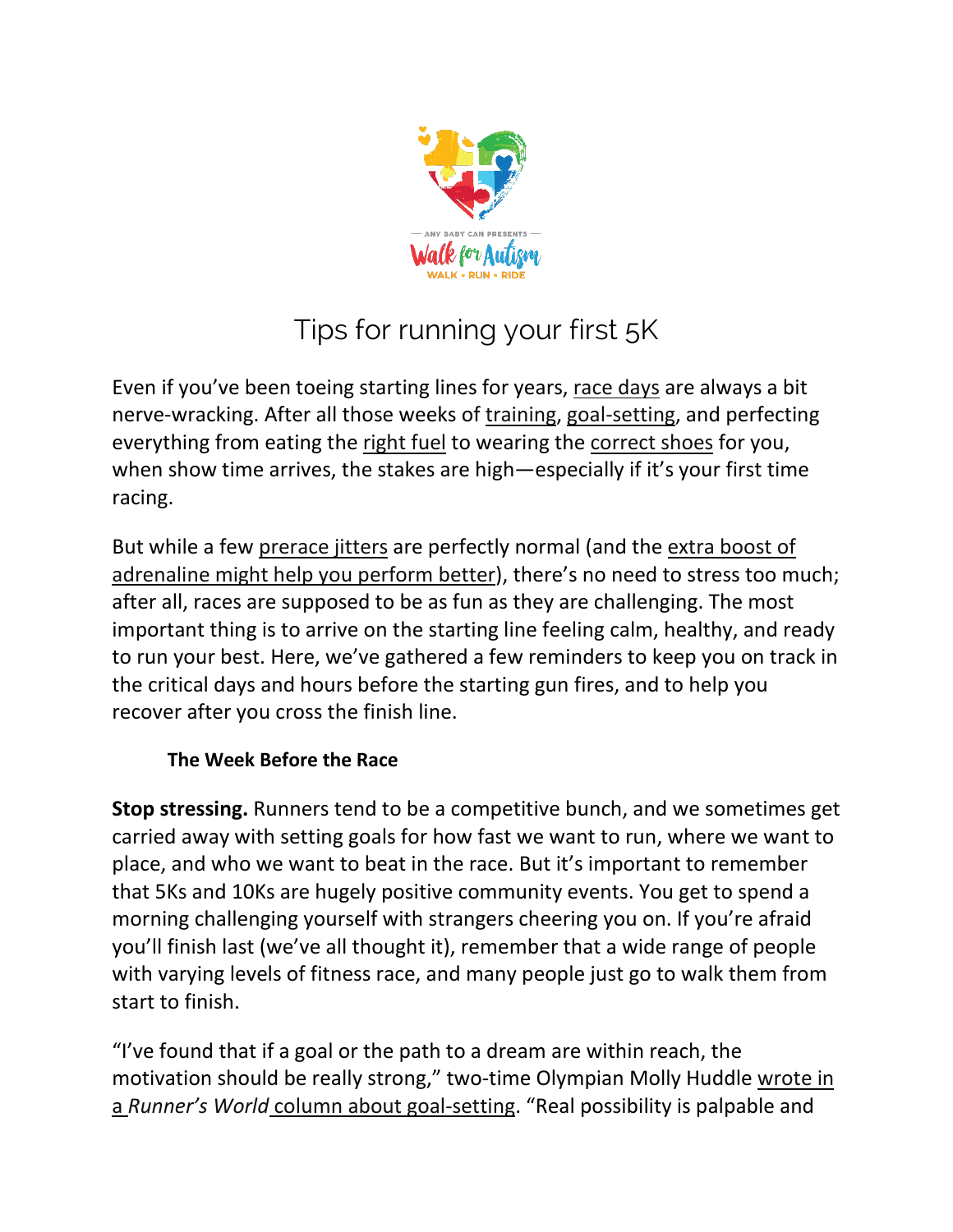— ANY BABY CAN PRESENTS —

Walk for Autism

WALK • RUN • RIDE

# Tips for running your first 5K

Even if you've been toeing starting lines for years, race days are always a bit nerve-wracking. After all those weeks of training, goal-setting, and perfecting everything from eating the right fuel to wearing the correct shoes for you, when show time arrives, the stakes are high—especially if it's your first time racing.

But while a few prerace jitters are perfectly normal (and the extra boost of adrenaline might help you perform better), there's no need to stress too much; after all, races are supposed to be as fun as they are challenging. The most important thing is to arrive on the starting line feeling calm, healthy, and ready to run your best. Here, we've gathered a few reminders to keep you on track in the critical days and hours before the starting gun fires, and to help you recover after you cross the finish line.

## The Week Before the Race

**Stop stressing.** Runners tend to be a competitive bunch, and we sometimes get carried away with setting goals for how fast we want to run, where we want to place, and who we want to beat in the race. But it's important to remember that 5Ks and 10Ks are hugely positive community events. You get to spend a morning challenging yourself with strangers cheering you on. If you're afraid you'll finish last (we've all thought it), remember that a wide range of people with varying levels of fitness race, and many people just go to walk them from start to finish.

"I've found that if a goal or the path to a dream are within reach, the motivation should be really strong," two-time Olympian Molly Huddle wrote in a *Runner's World* column about goal-setting. "Real possibility is palpable and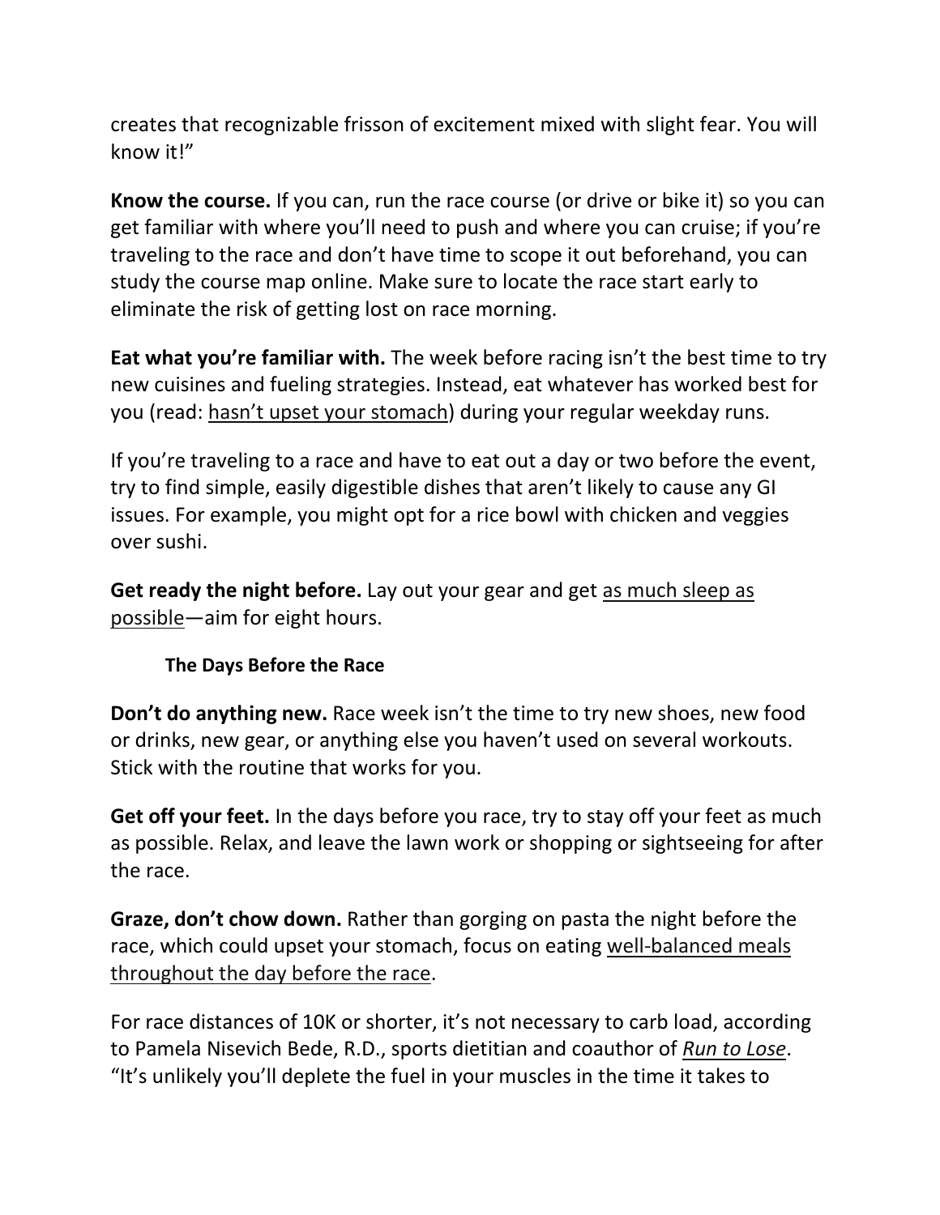creates that recognizable frisson of excitement mixed with slight fear. You will know it!"

**Know the course.** If you can, run the race course (or drive or bike it) so you can get familiar with where you'll need to push and where you can cruise; if you're traveling to the race and don't have time to scope it out beforehand, you can study the course map online. Make sure to locate the race start early to eliminate the risk of getting lost on race morning.

**Eat what you're familiar with.** The week before racing isn't the best time to try new cuisines and fueling strategies. Instead, eat whatever has worked best for you (read: hasn't upset your stomach) during your regular weekday runs.

If you're traveling to a race and have to eat out a day or two before the event, try to find simple, easily digestible dishes that aren't likely to cause any GI issues. For example, you might opt for a rice bowl with chicken and veggies over sushi.

**Get ready the night before.** Lay out your gear and get as much sleep as possible—aim for eight hours.

**The Days Before the Race**

**Don't do anything new.** Race week isn't the time to try new shoes, new food or drinks, new gear, or anything else you haven't used on several workouts. Stick with the routine that works for you.

**Get off your feet.** In the days before you race, try to stay off your feet as much as possible. Relax, and leave the lawn work or shopping or sightseeing for after the race.

**Graze, don't chow down.** Rather than gorging on pasta the night before the race, which could upset your stomach, focus on eating well-balanced meals throughout the day before the race.

For race distances of 10K or shorter, it's not necessary to carb load, according to Pamela Nisevich Bede, R.D., sports dietitian and coauthor of *Run to Lose*. "It's unlikely you'll deplete the fuel in your muscles in the time it takes to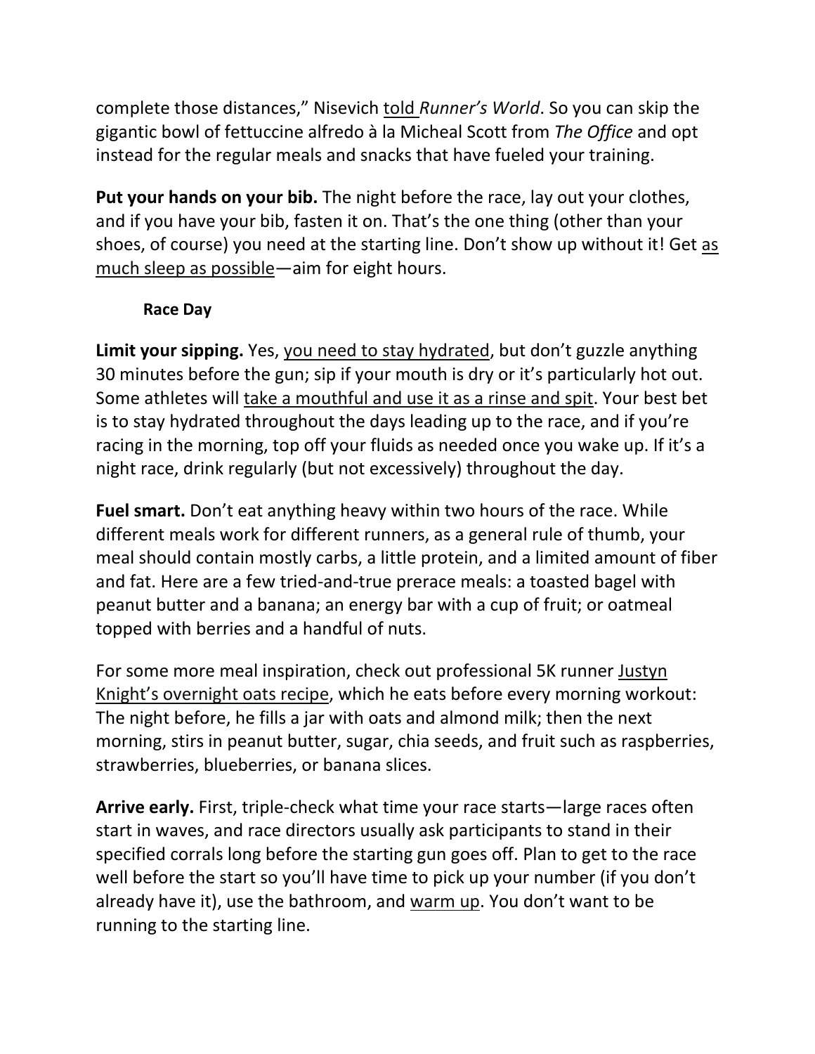complete those distances," Nisevich told *Runner's World*. So you can skip the gigantic bowl of fettuccine alfredo à la Micheal Scott from *The Office* and opt instead for the regular meals and snacks that have fueled your training.

**Put your hands on your bib.** The night before the race, lay out your clothes, and if you have your bib, fasten it on. That's the one thing (other than your shoes, of course) you need at the starting line. Don't show up without it! Get as much sleep as possible—aim for eight hours.

### Race Day

**Limit your sipping.** Yes, you need to stay hydrated, but don't guzzle anything 30 minutes before the gun; sip if your mouth is dry or it's particularly hot out. Some athletes will take a mouthful and use it as a rinse and spit. Your best bet is to stay hydrated throughout the days leading up to the race, and if you're racing in the morning, top off your fluids as needed once you wake up. If it's a night race, drink regularly (but not excessively) throughout the day.

**Fuel smart.** Don't eat anything heavy within two hours of the race. While different meals work for different runners, as a general rule of thumb, your meal should contain mostly carbs, a little protein, and a limited amount of fiber and fat. Here are a few tried-and-true prerace meals: a toasted bagel with peanut butter and a banana; an energy bar with a cup of fruit; or oatmeal topped with berries and a handful of nuts.

For some more meal inspiration, check out professional 5K runner Justyn Knight's overnight oats recipe, which he eats before every morning workout: The night before, he fills a jar with oats and almond milk; then the next morning, stirs in peanut butter, sugar, chia seeds, and fruit such as raspberries, strawberries, blueberries, or banana slices.

**Arrive early.** First, triple-check what time your race starts—large races often start in waves, and race directors usually ask participants to stand in their specified corrals long before the starting gun goes off. Plan to get to the race well before the start so you'll have time to pick up your number (if you don't already have it), use the bathroom, and warm up. You don't want to be running to the starting line.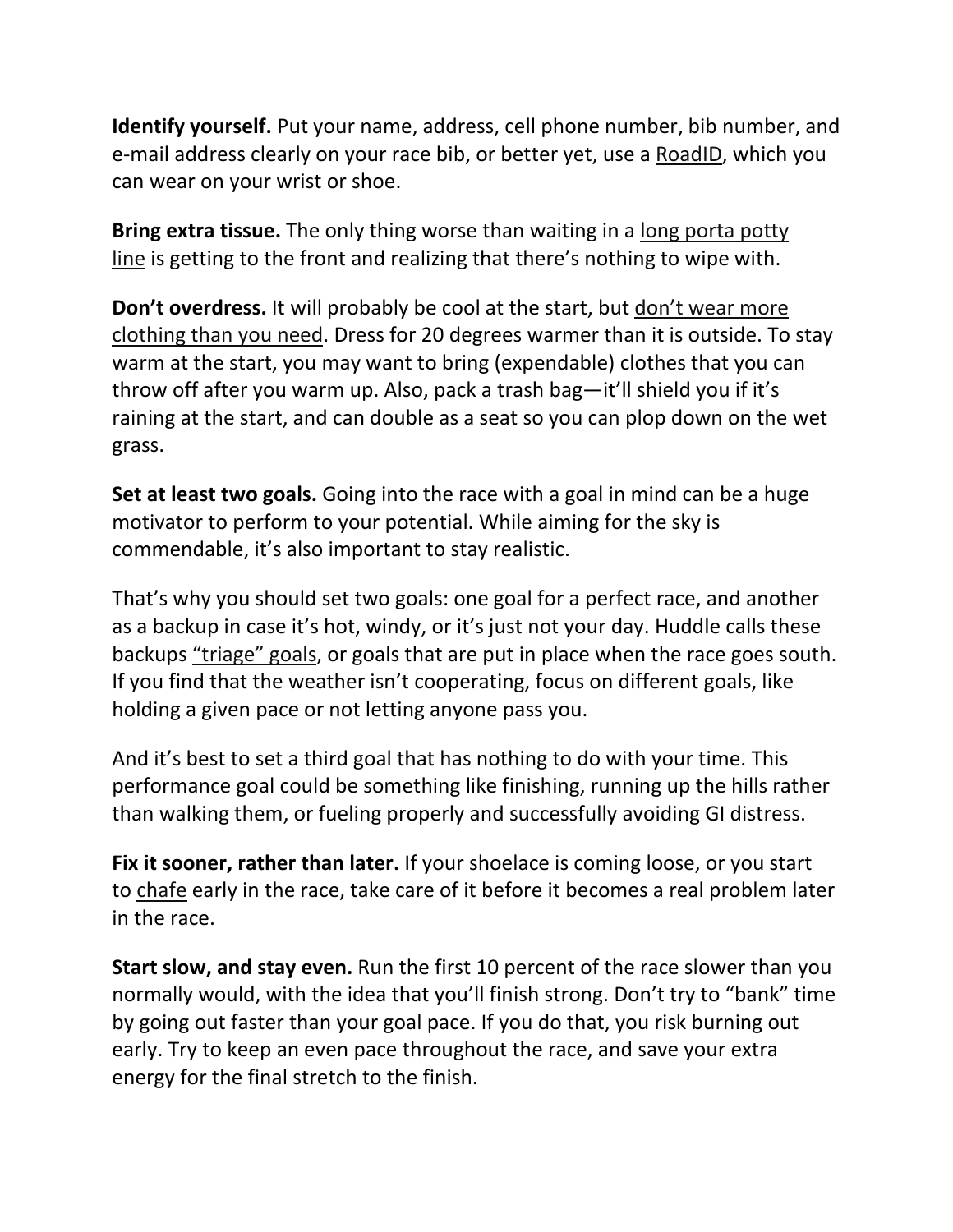**Identify yourself.** Put your name, address, cell phone number, bib number, and e-mail address clearly on your race bib, or better yet, use a RoadID, which you can wear on your wrist or shoe.

**Bring extra tissue.** The only thing worse than waiting in a long porta potty line is getting to the front and realizing that there's nothing to wipe with.

**Don't overdress.** It will probably be cool at the start, but don't wear more clothing than you need. Dress for 20 degrees warmer than it is outside. To stay warm at the start, you may want to bring (expendable) clothes that you can throw off after you warm up. Also, pack a trash bag—it'll shield you if it's raining at the start, and can double as a seat so you can plop down on the wet grass.

**Set at least two goals.** Going into the race with a goal in mind can be a huge motivator to perform to your potential. While aiming for the sky is commendable, it's also important to stay realistic.

That's why you should set two goals: one goal for a perfect race, and another as a backup in case it's hot, windy, or it's just not your day. Huddle calls these backups "triage" goals, or goals that are put in place when the race goes south. If you find that the weather isn't cooperating, focus on different goals, like holding a given pace or not letting anyone pass you.

And it's best to set a third goal that has nothing to do with your time. This performance goal could be something like finishing, running up the hills rather than walking them, or fueling properly and successfully avoiding GI distress.

**Fix it sooner, rather than later.** If your shoelace is coming loose, or you start to chafe early in the race, take care of it before it becomes a real problem later in the race.

**Start slow, and stay even.** Run the first 10 percent of the race slower than you normally would, with the idea that you'll finish strong. Don't try to "bank" time by going out faster than your goal pace. If you do that, you risk burning out early. Try to keep an even pace throughout the race, and save your extra energy for the final stretch to the finish.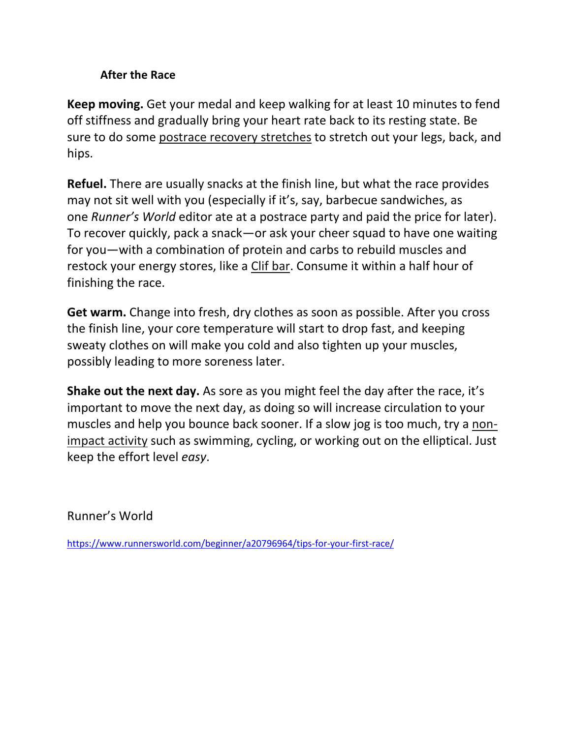## After the Race

**Keep moving.** Get your medal and keep walking for at least 10 minutes to fend off stiffness and gradually bring your heart rate back to its resting state. Be sure to do some postrace recovery stretches to stretch out your legs, back, and hips.

**Refuel.** There are usually snacks at the finish line, but what the race provides may not sit well with you (especially if it's, say, barbecue sandwiches, as one *Runner's World* editor ate at a postrace party and paid the price for later). To recover quickly, pack a snack—or ask your cheer squad to have one waiting for you—with a combination of protein and carbs to rebuild muscles and restock your energy stores, like a Clif bar. Consume it within a half hour of finishing the race.

**Get warm.** Change into fresh, dry clothes as soon as possible. After you cross the finish line, your core temperature will start to drop fast, and keeping sweaty clothes on will make you cold and also tighten up your muscles, possibly leading to more soreness later.

**Shake out the next day.** As sore as you might feel the day after the race, it's important to move the next day, as doing so will increase circulation to your muscles and help you bounce back sooner. If a slow jog is too much, try a non-impact activity such as swimming, cycling, or working out on the elliptical. Just keep the effort level *easy*.

Runner's World

https://www.runnersworld.com/beginner/a20796964/tips-for-your-first-race/